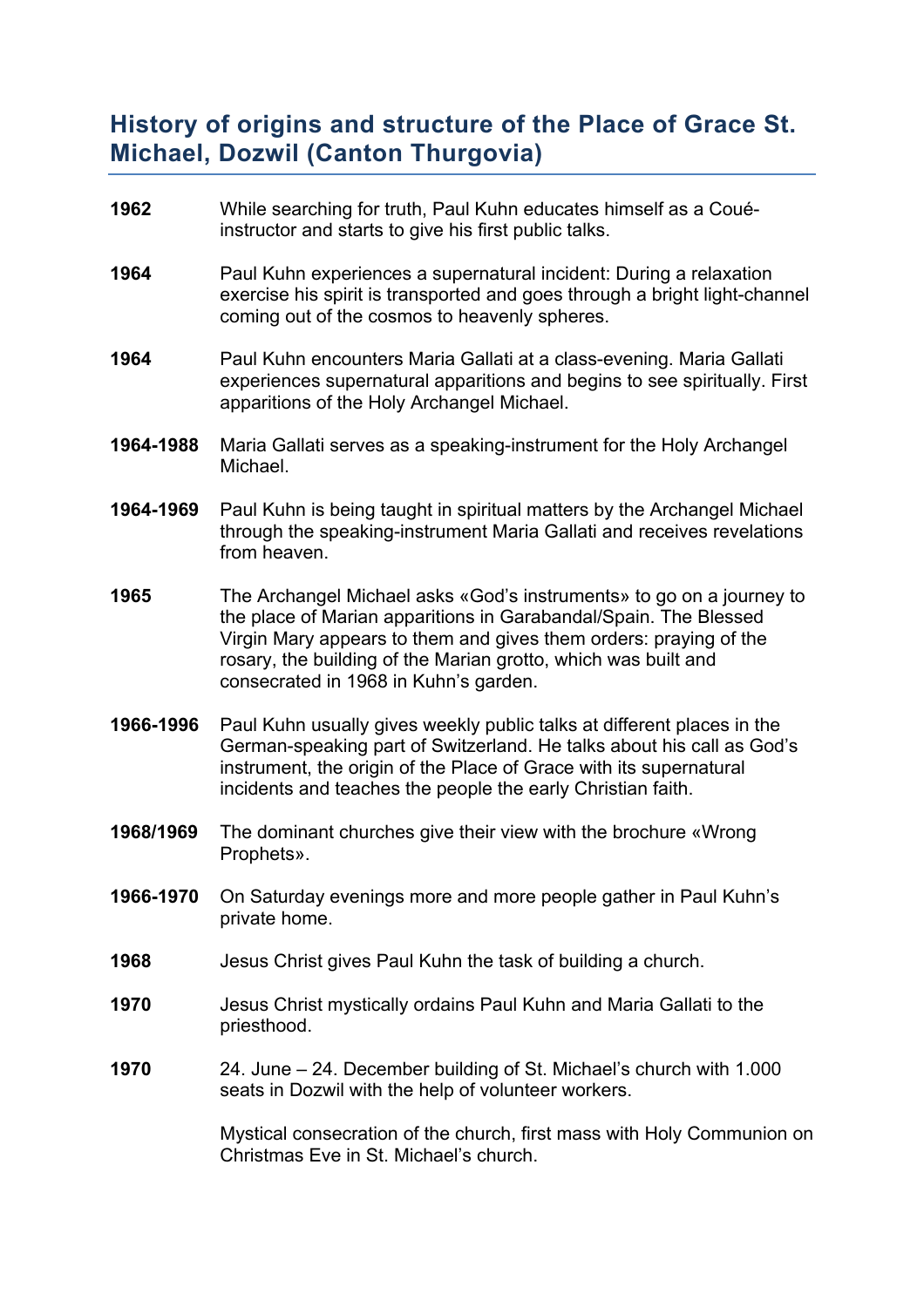## History of origins and structure of the Place of Grace St. Michael, Dozwil (Canton Thurgovia)

**1962** While searching for truth, Paul Kuhn educates himself as a Coué-instructor and starts to give his first public talks.

**1964** Paul Kuhn experiences a supernatural incident: During a relaxation exercise his spirit is transported and goes through a bright light-channel coming out of the cosmos to heavenly spheres.

**1964** Paul Kuhn encounters Maria Gallati at a class-evening. Maria Gallati experiences supernatural apparitions and begins to see spiritually. First apparitions of the Holy Archangel Michael.

**1964-1988** Maria Gallati serves as a speaking-instrument for the Holy Archangel Michael.

**1964-1969** Paul Kuhn is being taught in spiritual matters by the Archangel Michael through the speaking-instrument Maria Gallati and receives revelations from heaven.

**1965** The Archangel Michael asks «God's instruments» to go on a journey to the place of Marian apparitions in Garabandal/Spain. The Blessed Virgin Mary appears to them and gives them orders: praying of the rosary, the building of the Marian grotto, which was built and consecrated in 1968 in Kuhn's garden.

**1966-1996** Paul Kuhn usually gives weekly public talks at different places in the German-speaking part of Switzerland. He talks about his call as God's instrument, the origin of the Place of Grace with its supernatural incidents and teaches the people the early Christian faith.

**1968/1969** The dominant churches give their view with the brochure «Wrong Prophets».

**1966-1970** On Saturday evenings more and more people gather in Paul Kuhn's private home.

**1968** Jesus Christ gives Paul Kuhn the task of building a church.

**1970** Jesus Christ mystically ordains Paul Kuhn and Maria Gallati to the priesthood.

**1970** 24. June – 24. December building of St. Michael's church with 1.000 seats in Dozwil with the help of volunteer workers.

Mystical consecration of the church, first mass with Holy Communion on Christmas Eve in St. Michael's church.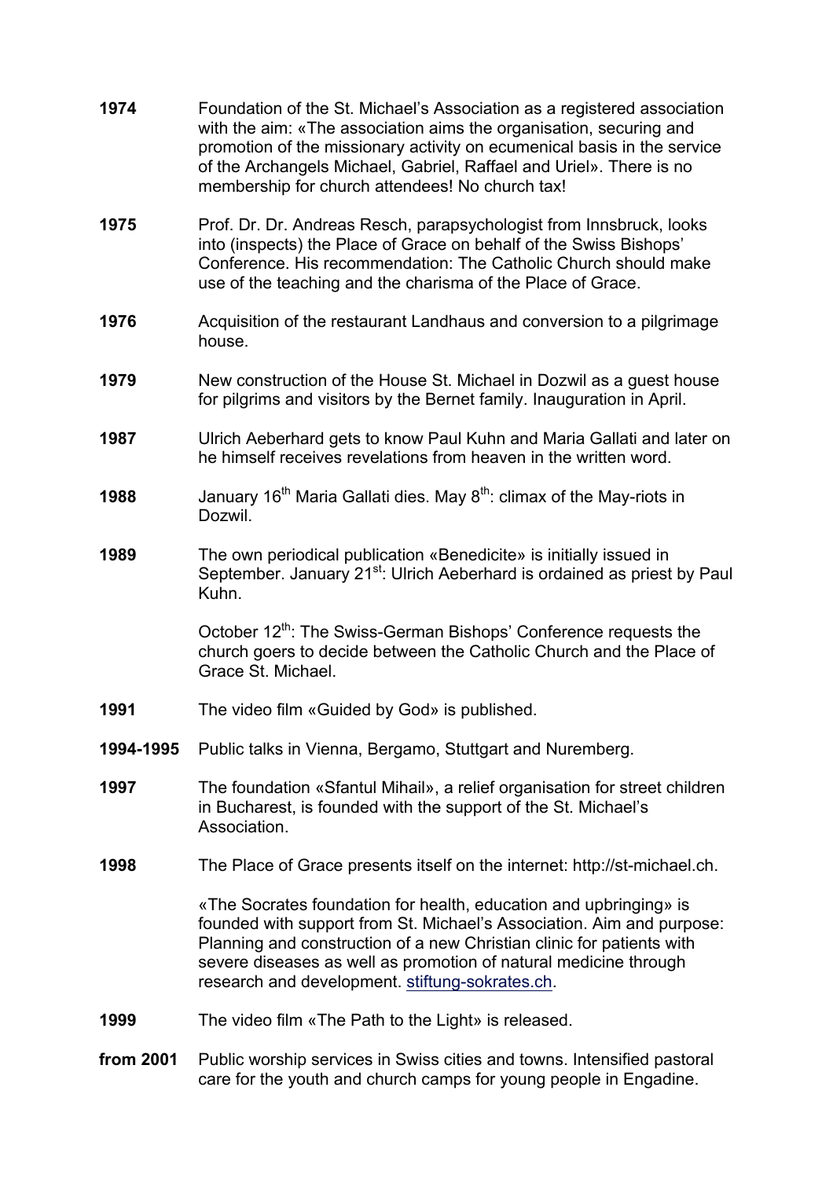**1974** Foundation of the St. Michael's Association as a registered association with the aim: «The association aims the organisation, securing and promotion of the missionary activity on ecumenical basis in the service of the Archangels Michael, Gabriel, Raffael and Uriel». There is no membership for church attendees! No church tax!

**1975** Prof. Dr. Dr. Andreas Resch, parapsychologist from Innsbruck, looks into (inspects) the Place of Grace on behalf of the Swiss Bishops' Conference. His recommendation: The Catholic Church should make use of the teaching and the charisma of the Place of Grace.

**1976** Acquisition of the restaurant Landhaus and conversion to a pilgrimage house.

**1979** New construction of the House St. Michael in Dozwil as a guest house for pilgrims and visitors by the Bernet family. Inauguration in April.

**1987** Ulrich Aeberhard gets to know Paul Kuhn and Maria Gallati and later on he himself receives revelations from heaven in the written word.

**1988** January 16th Maria Gallati dies. May 8th: climax of the May-riots in Dozwil.

**1989** The own periodical publication «Benedicite» is initially issued in September. January 21st: Ulrich Aeberhard is ordained as priest by Paul Kuhn.

October 12th: The Swiss-German Bishops' Conference requests the church goers to decide between the Catholic Church and the Place of Grace St. Michael.

**1991** The video film «Guided by God» is published.

**1994-1995** Public talks in Vienna, Bergamo, Stuttgart and Nuremberg.

**1997** The foundation «Sfantul Mihail», a relief organisation for street children in Bucharest, is founded with the support of the St. Michael's Association.

**1998** The Place of Grace presents itself on the internet: http://st-michael.ch.

«The Socrates foundation for health, education and upbringing» is founded with support from St. Michael's Association. Aim and purpose: Planning and construction of a new Christian clinic for patients with severe diseases as well as promotion of natural medicine through research and development. stiftung-sokrates.ch.

**1999** The video film «The Path to the Light» is released.

**from 2001** Public worship services in Swiss cities and towns. Intensified pastoral care for the youth and church camps for young people in Engadine.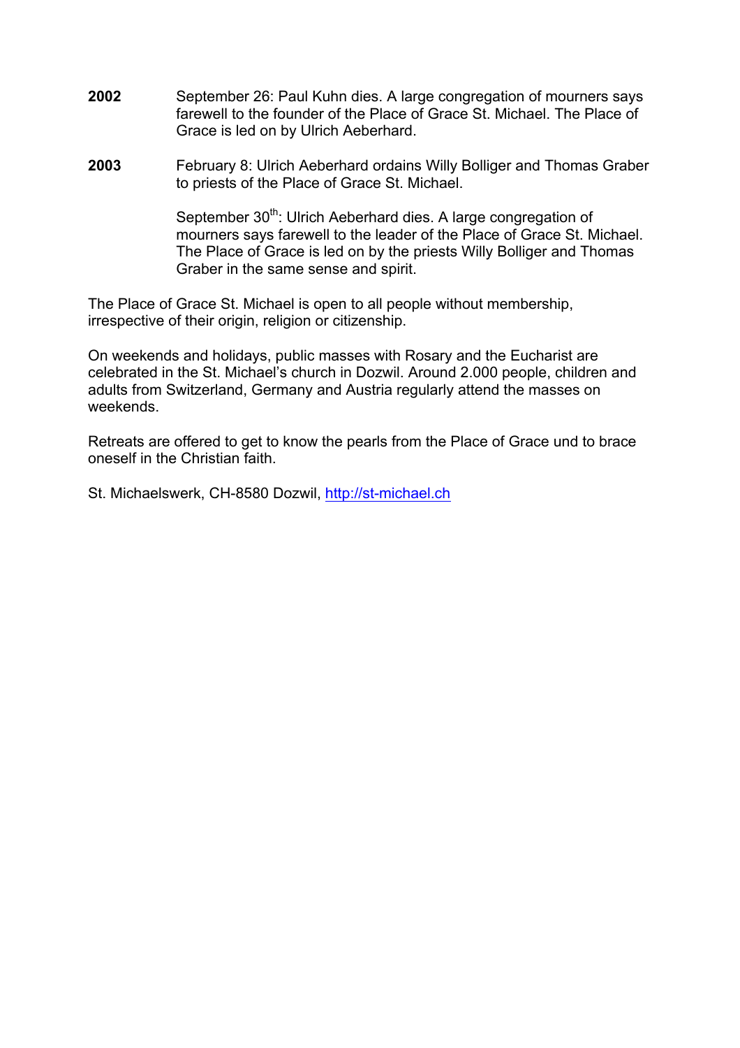**2002** September 26: Paul Kuhn dies. A large congregation of mourners says farewell to the founder of the Place of Grace St. Michael. The Place of Grace is led on by Ulrich Aeberhard.

**2003** February 8: Ulrich Aeberhard ordains Willy Bolliger and Thomas Graber to priests of the Place of Grace St. Michael.

September 30th: Ulrich Aeberhard dies. A large congregation of mourners says farewell to the leader of the Place of Grace St. Michael. The Place of Grace is led on by the priests Willy Bolliger and Thomas Graber in the same sense and spirit.

The Place of Grace St. Michael is open to all people without membership, irrespective of their origin, religion or citizenship.

On weekends and holidays, public masses with Rosary and the Eucharist are celebrated in the St. Michael's church in Dozwil. Around 2.000 people, children and adults from Switzerland, Germany and Austria regularly attend the masses on weekends.

Retreats are offered to get to know the pearls from the Place of Grace und to brace oneself in the Christian faith.

St. Michaelswerk, CH-8580 Dozwil, http://st-michael.ch